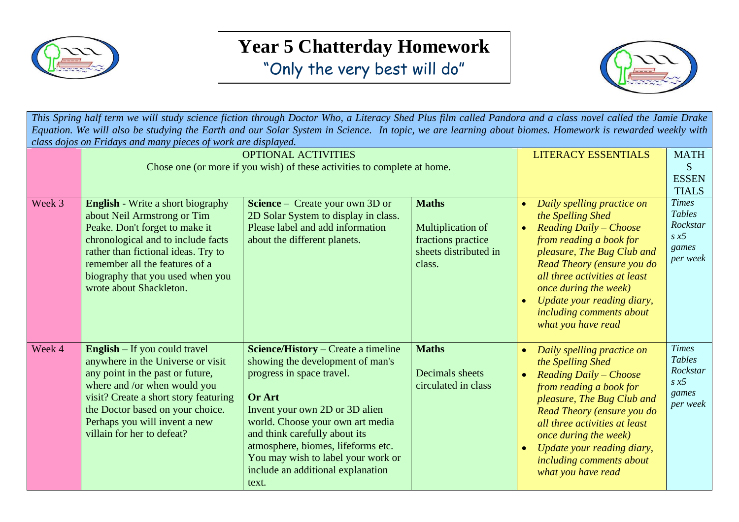# Year 5 Chatterday Homework

"Only the very best will do"

*This Spring half term we will study science fiction through Doctor Who, a Literacy Shed Plus film called Pandora and a class novel called the Jamie Drake Equation. We will also be studying the Earth and our Solar System in Science. In topic, we are learning about biomes. Homework is rewarded weekly with class dojos on Fridays and many pieces of work are displayed.*

| | OPTIONAL ACTIVITIES<br>Chose one (or more if you wish) of these activities to complete at home. | | | LITERACY ESSENTIALS | MATHS ESSENTIALS |
|---|---|---|---|---|---|
| Week 3 | **English** - Write a short biography about Neil Armstrong or Tim Peake. Don't forget to make it chronological and to include facts rather than fictional ideas. Try to remember all the features of a biography that you used when you wrote about Shackleton. | **Science** – Create your own 3D or 2D Solar System to display in class. Please label and add information about the different planets. | **Maths**<br><br>Multiplication of fractions practice sheets distributed in class. | • *Daily spelling practice on the Spelling Shed*<br>• *Reading Daily – Choose from reading a book for pleasure, The Bug Club and Read Theory (ensure you do all three activities at least once during the week)*<br>• *Update your reading diary, including comments about what you have read* | *Times Tables Rockstars x5 games per week* |
| Week 4 | **English** – If you could travel anywhere in the Universe or visit any point in the past or future, where and /or when would you visit? Create a short story featuring the Doctor based on your choice. Perhaps you will invent a new villain for her to defeat? | **Science/History** – Create a timeline showing the development of man's progress in space travel.<br><br>**Or Art**<br>Invent your own 2D or 3D alien world. Choose your own art media and think carefully about its atmosphere, biomes, lifeforms etc. You may wish to label your work or include an additional explanation text. | **Maths**<br><br>Decimals sheets circulated in class | • *Daily spelling practice on the Spelling Shed*<br>• *Reading Daily – Choose from reading a book for pleasure, The Bug Club and Read Theory (ensure you do all three activities at least once during the week)*<br>• *Update your reading diary, including comments about what you have read* | *Times Tables Rockstars x5 games per week* |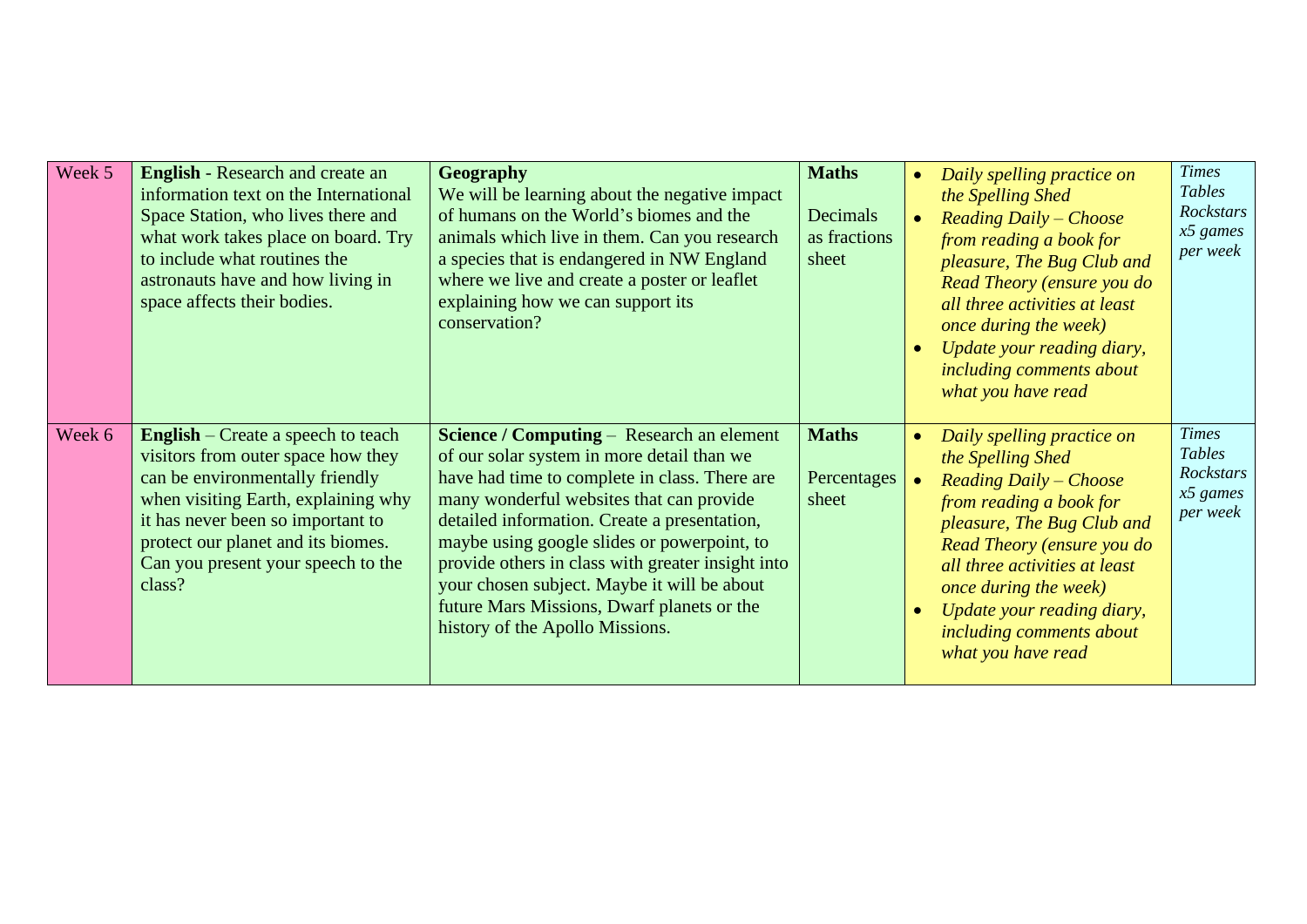| | | | | | |
|---|---|---|---|---|---|
| Week 5 | **English** - Research and create an information text on the International Space Station, who lives there and what work takes place on board. Try to include what routines the astronauts have and how living in space affects their bodies. | **Geography**<br>We will be learning about the negative impact of humans on the World's biomes and the animals which live in them. Can you research a species that is endangered in NW England where we live and create a poster or leaflet explaining how we can support its conservation? | **Maths**<br><br>Decimals as fractions sheet | • *Daily spelling practice on the Spelling Shed*<br>• *Reading Daily – Choose from reading a book for pleasure, The Bug Club and Read Theory (ensure you do all three activities at least once during the week)*<br>• *Update your reading diary, including comments about what you have read* | *Times Tables Rockstars x5 games per week* |
| Week 6 | **English** – Create a speech to teach visitors from outer space how they can be environmentally friendly when visiting Earth, explaining why it has never been so important to protect our planet and its biomes. Can you present your speech to the class? | **Science / Computing** – Research an element of our solar system in more detail than we have had time to complete in class. There are many wonderful websites that can provide detailed information. Create a presentation, maybe using google slides or powerpoint, to provide others in class with greater insight into your chosen subject. Maybe it will be about future Mars Missions, Dwarf planets or the history of the Apollo Missions. | **Maths**<br><br>Percentages sheet | • *Daily spelling practice on the Spelling Shed*<br>• *Reading Daily – Choose from reading a book for pleasure, The Bug Club and Read Theory (ensure you do all three activities at least once during the week)*<br>• *Update your reading diary, including comments about what you have read* | *Times Tables Rockstars x5 games per week* |